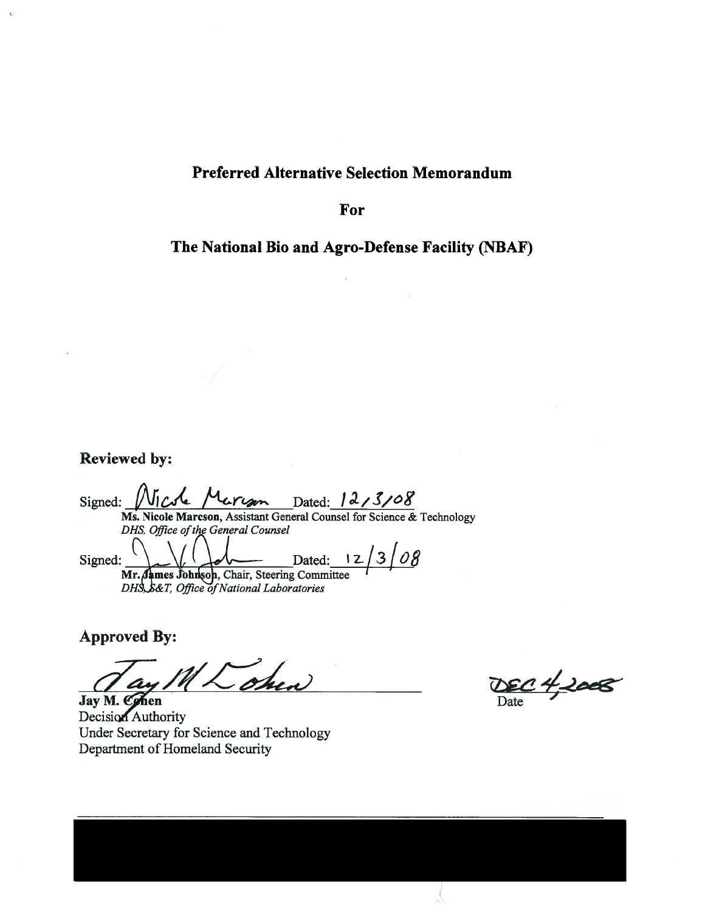# Preferred Alternative Selection Memorandum

## For

## The National Bio and Agro-Defense Facility (NBAF)

**Reviewed by:**

Signed: *Nicole Marcson* Dated: *12/3/08*

**Ms. Nicole Marcson**, Assistant General Counsel for Science & Technology
*DHS, Office of the General Counsel*

Signed: *[signature]* Dated: *12/3/08*

**Mr. James Johnson**, Chair, Steering Committee
*DHS, S&T, Office of National Laboratories*

**Approved By:**

*Jay M Cohen*

**Jay M. Cohen**
Decision Authority
Under Secretary for Science and Technology
Department of Homeland Security

*DEC 4, 2008*
Date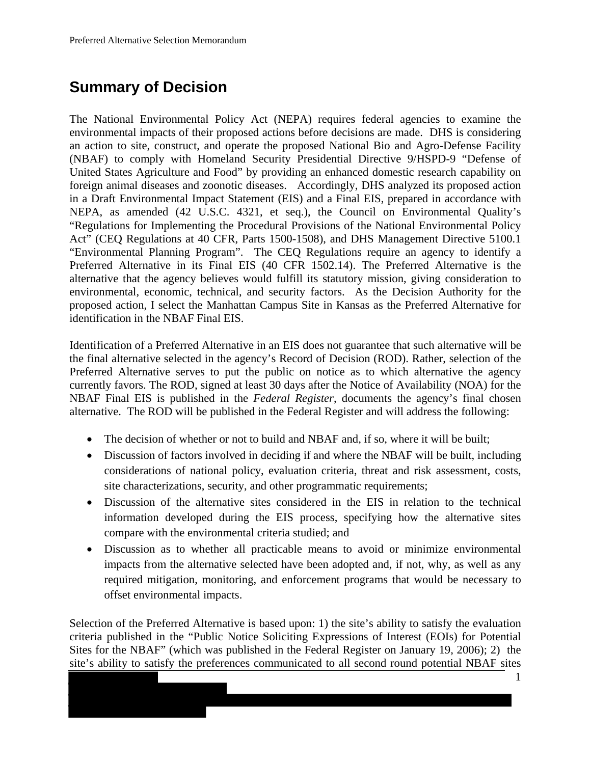## Summary of Decision

The National Environmental Policy Act (NEPA) requires federal agencies to examine the environmental impacts of their proposed actions before decisions are made. DHS is considering an action to site, construct, and operate the proposed National Bio and Agro-Defense Facility (NBAF) to comply with Homeland Security Presidential Directive 9/HSPD-9 "Defense of United States Agriculture and Food" by providing an enhanced domestic research capability on foreign animal diseases and zoonotic diseases. Accordingly, DHS analyzed its proposed action in a Draft Environmental Impact Statement (EIS) and a Final EIS, prepared in accordance with NEPA, as amended (42 U.S.C. 4321, et seq.), the Council on Environmental Quality's "Regulations for Implementing the Procedural Provisions of the National Environmental Policy Act" (CEQ Regulations at 40 CFR, Parts 1500-1508), and DHS Management Directive 5100.1 "Environmental Planning Program". The CEQ Regulations require an agency to identify a Preferred Alternative in its Final EIS (40 CFR 1502.14). The Preferred Alternative is the alternative that the agency believes would fulfill its statutory mission, giving consideration to environmental, economic, technical, and security factors. As the Decision Authority for the proposed action, I select the Manhattan Campus Site in Kansas as the Preferred Alternative for identification in the NBAF Final EIS.

Identification of a Preferred Alternative in an EIS does not guarantee that such alternative will be the final alternative selected in the agency's Record of Decision (ROD). Rather, selection of the Preferred Alternative serves to put the public on notice as to which alternative the agency currently favors. The ROD, signed at least 30 days after the Notice of Availability (NOA) for the NBAF Final EIS is published in the *Federal Register*, documents the agency's final chosen alternative. The ROD will be published in the Federal Register and will address the following:

- The decision of whether or not to build and NBAF and, if so, where it will be built;
- Discussion of factors involved in deciding if and where the NBAF will be built, including considerations of national policy, evaluation criteria, threat and risk assessment, costs, site characterizations, security, and other programmatic requirements;
- Discussion of the alternative sites considered in the EIS in relation to the technical information developed during the EIS process, specifying how the alternative sites compare with the environmental criteria studied; and
- Discussion as to whether all practicable means to avoid or minimize environmental impacts from the alternative selected have been adopted and, if not, why, as well as any required mitigation, monitoring, and enforcement programs that would be necessary to offset environmental impacts.

Selection of the Preferred Alternative is based upon: 1) the site's ability to satisfy the evaluation criteria published in the "Public Notice Soliciting Expressions of Interest (EOIs) for Potential Sites for the NBAF" (which was published in the Federal Register on January 19, 2006); 2) the site's ability to satisfy the preferences communicated to all second round potential NBAF sites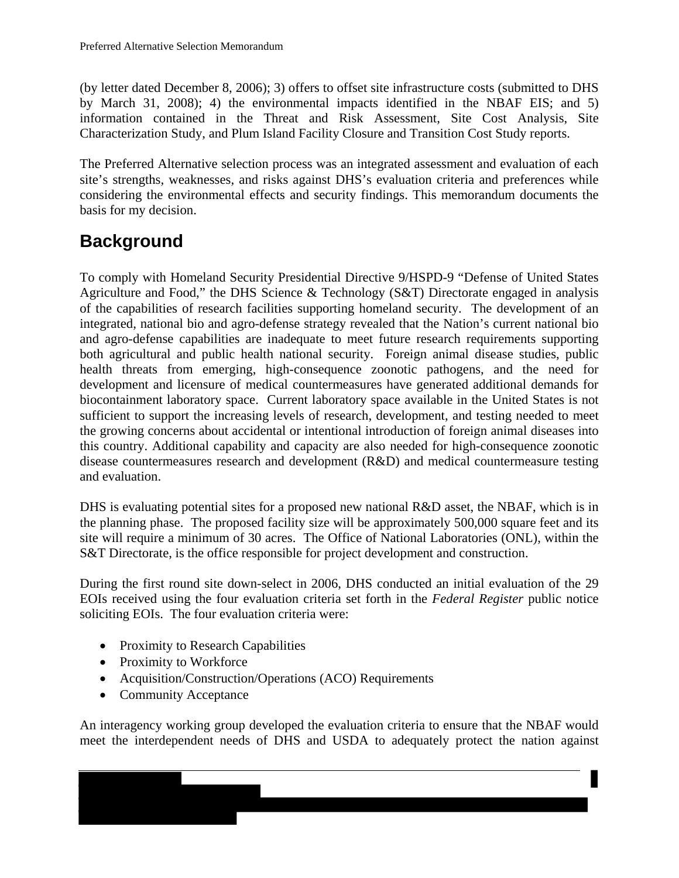(by letter dated December 8, 2006); 3) offers to offset site infrastructure costs (submitted to DHS by March 31, 2008); 4) the environmental impacts identified in the NBAF EIS; and 5) information contained in the Threat and Risk Assessment, Site Cost Analysis, Site Characterization Study, and Plum Island Facility Closure and Transition Cost Study reports.

The Preferred Alternative selection process was an integrated assessment and evaluation of each site's strengths, weaknesses, and risks against DHS's evaluation criteria and preferences while considering the environmental effects and security findings. This memorandum documents the basis for my decision.

## Background

To comply with Homeland Security Presidential Directive 9/HSPD-9 "Defense of United States Agriculture and Food," the DHS Science & Technology (S&T) Directorate engaged in analysis of the capabilities of research facilities supporting homeland security. The development of an integrated, national bio and agro-defense strategy revealed that the Nation's current national bio and agro-defense capabilities are inadequate to meet future research requirements supporting both agricultural and public health national security. Foreign animal disease studies, public health threats from emerging, high-consequence zoonotic pathogens, and the need for development and licensure of medical countermeasures have generated additional demands for biocontainment laboratory space. Current laboratory space available in the United States is not sufficient to support the increasing levels of research, development, and testing needed to meet the growing concerns about accidental or intentional introduction of foreign animal diseases into this country. Additional capability and capacity are also needed for high-consequence zoonotic disease countermeasures research and development (R&D) and medical countermeasure testing and evaluation.

DHS is evaluating potential sites for a proposed new national R&D asset, the NBAF, which is in the planning phase. The proposed facility size will be approximately 500,000 square feet and its site will require a minimum of 30 acres. The Office of National Laboratories (ONL), within the S&T Directorate, is the office responsible for project development and construction.

During the first round site down-select in 2006, DHS conducted an initial evaluation of the 29 EOIs received using the four evaluation criteria set forth in the *Federal Register* public notice soliciting EOIs. The four evaluation criteria were:

- Proximity to Research Capabilities
- Proximity to Workforce
- Acquisition/Construction/Operations (ACO) Requirements
- Community Acceptance

An interagency working group developed the evaluation criteria to ensure that the NBAF would meet the interdependent needs of DHS and USDA to adequately protect the nation against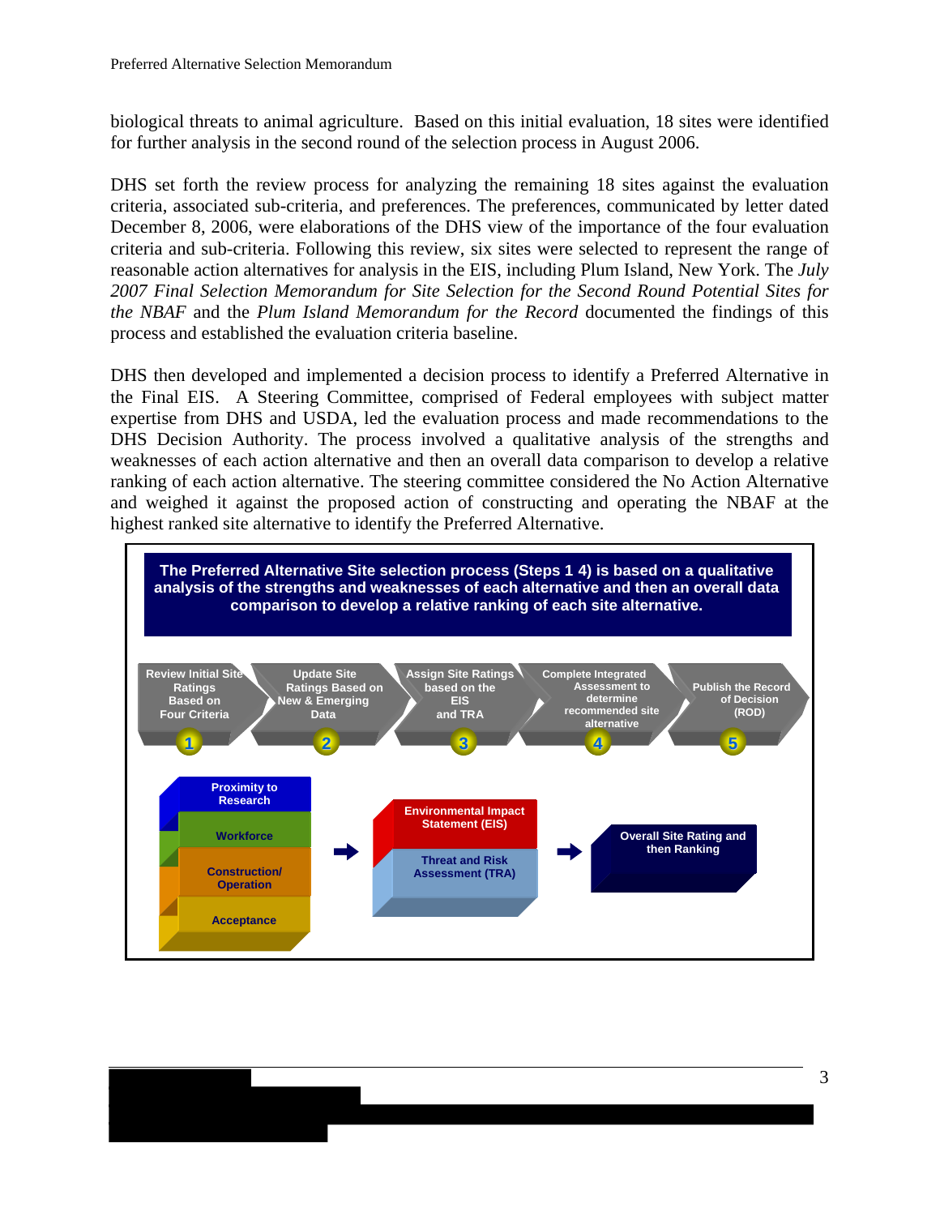biological threats to animal agriculture. Based on this initial evaluation, 18 sites were identified for further analysis in the second round of the selection process in August 2006.

DHS set forth the review process for analyzing the remaining 18 sites against the evaluation criteria, associated sub-criteria, and preferences. The preferences, communicated by letter dated December 8, 2006, were elaborations of the DHS view of the importance of the four evaluation criteria and sub-criteria. Following this review, six sites were selected to represent the range of reasonable action alternatives for analysis in the EIS, including Plum Island, New York. The *July 2007 Final Selection Memorandum for Site Selection for the Second Round Potential Sites for the NBAF* and the *Plum Island Memorandum for the Record* documented the findings of this process and established the evaluation criteria baseline.

DHS then developed and implemented a decision process to identify a Preferred Alternative in the Final EIS. A Steering Committee, comprised of Federal employees with subject matter expertise from DHS and USDA, led the evaluation process and made recommendations to the DHS Decision Authority. The process involved a qualitative analysis of the strengths and weaknesses of each action alternative and then an overall data comparison to develop a relative ranking of each action alternative. The steering committee considered the No Action Alternative and weighed it against the proposed action of constructing and operating the NBAF at the highest ranked site alternative to identify the Preferred Alternative.

**The Preferred Alternative Site selection process (Steps 1 4) is based on a qualitative analysis of the strengths and weaknesses of each alternative and then an overall data comparison to develop a relative ranking of each site alternative.**

1. Review Initial Site Ratings Based on Four Criteria
2. Update Site Ratings Based on New & Emerging Data
3. Assign Site Ratings based on the EIS and TRA
4. Complete Integrated Assessment to determine recommended site alternative
5. Publish the Record of Decision (ROD)

Proximity to Research / Workforce / Construction/ Operation / Acceptance → Environmental Impact Statement (EIS) / Threat and Risk Assessment (TRA) → Overall Site Rating and then Ranking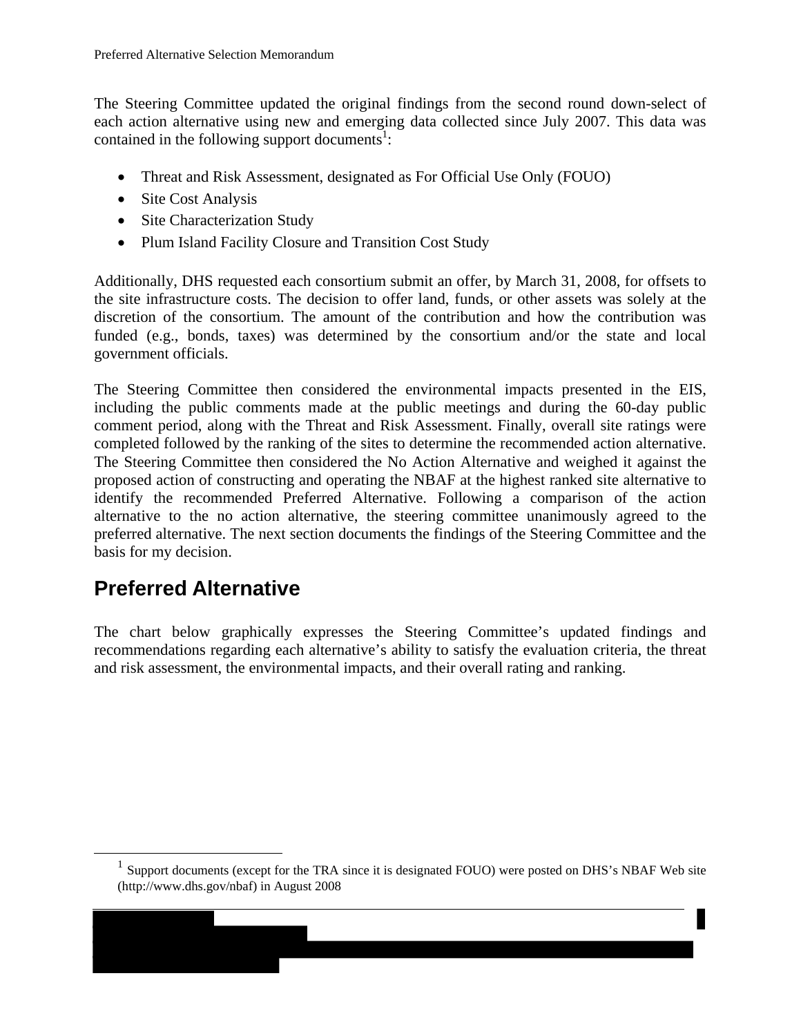The Steering Committee updated the original findings from the second round down-select of each action alternative using new and emerging data collected since July 2007. This data was contained in the following support documents[1]:

- Threat and Risk Assessment, designated as For Official Use Only (FOUO)
- Site Cost Analysis
- Site Characterization Study
- Plum Island Facility Closure and Transition Cost Study

Additionally, DHS requested each consortium submit an offer, by March 31, 2008, for offsets to the site infrastructure costs. The decision to offer land, funds, or other assets was solely at the discretion of the consortium. The amount of the contribution and how the contribution was funded (e.g., bonds, taxes) was determined by the consortium and/or the state and local government officials.

The Steering Committee then considered the environmental impacts presented in the EIS, including the public comments made at the public meetings and during the 60-day public comment period, along with the Threat and Risk Assessment. Finally, overall site ratings were completed followed by the ranking of the sites to determine the recommended action alternative. The Steering Committee then considered the No Action Alternative and weighed it against the proposed action of constructing and operating the NBAF at the highest ranked site alternative to identify the recommended Preferred Alternative. Following a comparison of the action alternative to the no action alternative, the steering committee unanimously agreed to the preferred alternative. The next section documents the findings of the Steering Committee and the basis for my decision.

## Preferred Alternative

The chart below graphically expresses the Steering Committee's updated findings and recommendations regarding each alternative's ability to satisfy the evaluation criteria, the threat and risk assessment, the environmental impacts, and their overall rating and ranking.

[1] Support documents (except for the TRA since it is designated FOUO) were posted on DHS's NBAF Web site (http://www.dhs.gov/nbaf) in August 2008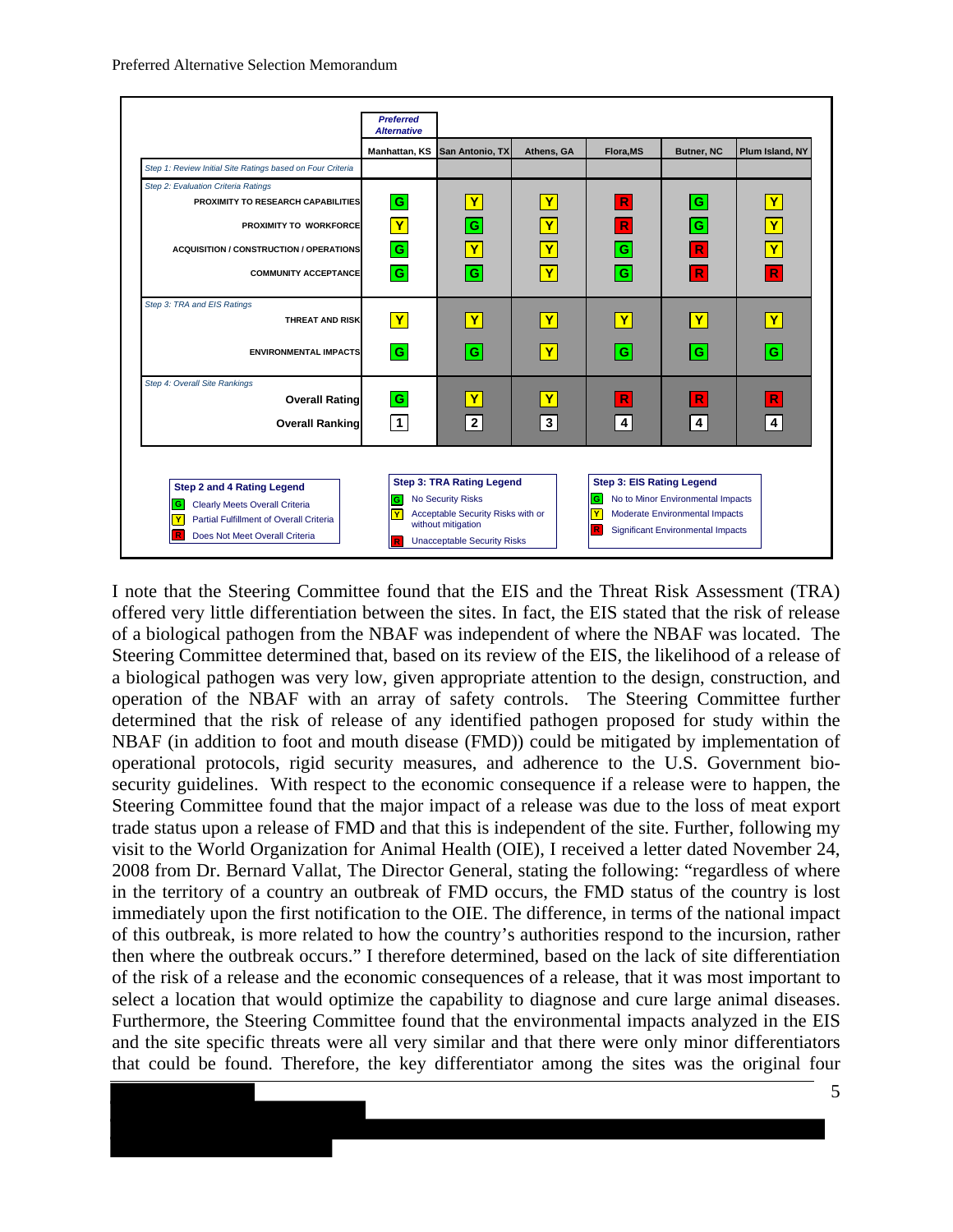| | Preferred Alternative | | | | | |
|---|---|---|---|---|---|---|
| | Manhattan, KS | San Antonio, TX | Athens, GA | Flora,MS | Butner, NC | Plum Island, NY |
| *Step 1: Review Initial Site Ratings based on Four Criteria* | | | | | | |
| *Step 2: Evaluation Criteria Ratings* | | | | | | |
| PROXIMITY TO RESEARCH CAPABILITIES | G | Y | Y | R | G | Y |
| PROXIMITY TO WORKFORCE | Y | G | Y | R | G | Y |
| ACQUISITION / CONSTRUCTION / OPERATIONS | G | Y | Y | G | R | Y |
| COMMUNITY ACCEPTANCE | G | G | Y | G | R | R |
| *Step 3: TRA and EIS Ratings* | | | | | | |
| THREAT AND RISK | Y | Y | Y | Y | Y | Y |
| ENVIRONMENTAL IMPACTS | G | G | Y | G | G | G |
| *Step 4: Overall Site Rankings* | | | | | | |
| **Overall Rating** | G | Y | Y | R | R | R |
| **Overall Ranking** | 1 | 2 | 3 | 4 | 4 | 4 |

**Step 2 and 4 Rating Legend**
- G Clearly Meets Overall Criteria
- Y Partial Fulfillment of Overall Criteria
- R Does Not Meet Overall Criteria

**Step 3: TRA Rating Legend**
- G No Security Risks
- Y Acceptable Security Risks with or without mitigation
- R Unacceptable Security Risks

**Step 3: EIS Rating Legend**
- G No to Minor Environmental Impacts
- Y Moderate Environmental Impacts
- R Significant Environmental Impacts

I note that the Steering Committee found that the EIS and the Threat Risk Assessment (TRA) offered very little differentiation between the sites. In fact, the EIS stated that the risk of release of a biological pathogen from the NBAF was independent of where the NBAF was located. The Steering Committee determined that, based on its review of the EIS, the likelihood of a release of a biological pathogen was very low, given appropriate attention to the design, construction, and operation of the NBAF with an array of safety controls. The Steering Committee further determined that the risk of release of any identified pathogen proposed for study within the NBAF (in addition to foot and mouth disease (FMD)) could be mitigated by implementation of operational protocols, rigid security measures, and adherence to the U.S. Government bio-security guidelines. With respect to the economic consequence if a release were to happen, the Steering Committee found that the major impact of a release was due to the loss of meat export trade status upon a release of FMD and that this is independent of the site. Further, following my visit to the World Organization for Animal Health (OIE), I received a letter dated November 24, 2008 from Dr. Bernard Vallat, The Director General, stating the following: "regardless of where in the territory of a country an outbreak of FMD occurs, the FMD status of the country is lost immediately upon the first notification to the OIE. The difference, in terms of the national impact of this outbreak, is more related to how the country's authorities respond to the incursion, rather then where the outbreak occurs." I therefore determined, based on the lack of site differentiation of the risk of a release and the economic consequences of a release, that it was most important to select a location that would optimize the capability to diagnose and cure large animal diseases. Furthermore, the Steering Committee found that the environmental impacts analyzed in the EIS and the site specific threats were all very similar and that there were only minor differentiators that could be found. Therefore, the key differentiator among the sites was the original four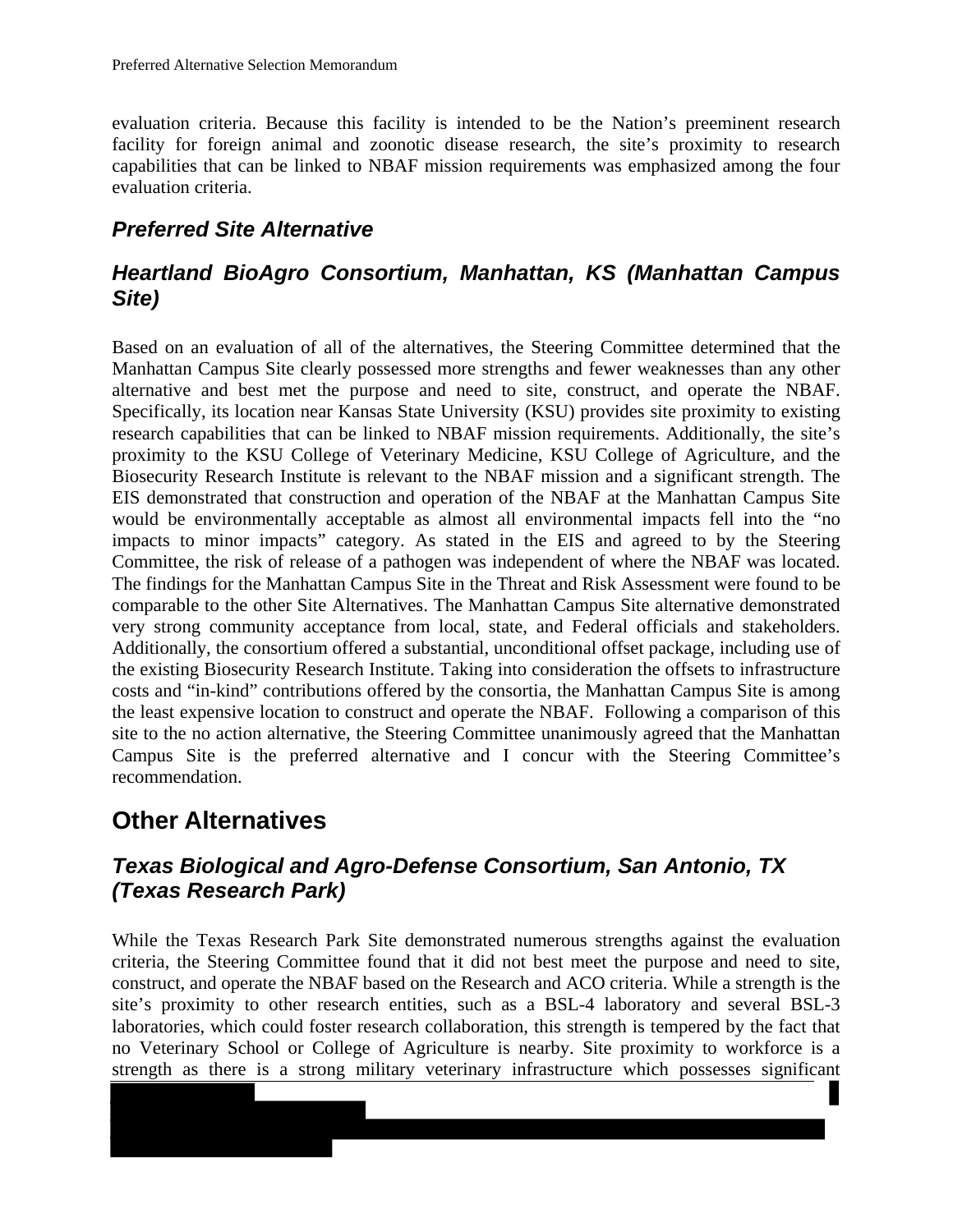evaluation criteria. Because this facility is intended to be the Nation's preeminent research facility for foreign animal and zoonotic disease research, the site's proximity to research capabilities that can be linked to NBAF mission requirements was emphasized among the four evaluation criteria.

### *Preferred Site Alternative*

### *Heartland BioAgro Consortium, Manhattan, KS (Manhattan Campus Site)*

Based on an evaluation of all of the alternatives, the Steering Committee determined that the Manhattan Campus Site clearly possessed more strengths and fewer weaknesses than any other alternative and best met the purpose and need to site, construct, and operate the NBAF. Specifically, its location near Kansas State University (KSU) provides site proximity to existing research capabilities that can be linked to NBAF mission requirements. Additionally, the site's proximity to the KSU College of Veterinary Medicine, KSU College of Agriculture, and the Biosecurity Research Institute is relevant to the NBAF mission and a significant strength. The EIS demonstrated that construction and operation of the NBAF at the Manhattan Campus Site would be environmentally acceptable as almost all environmental impacts fell into the "no impacts to minor impacts" category. As stated in the EIS and agreed to by the Steering Committee, the risk of release of a pathogen was independent of where the NBAF was located. The findings for the Manhattan Campus Site in the Threat and Risk Assessment were found to be comparable to the other Site Alternatives. The Manhattan Campus Site alternative demonstrated very strong community acceptance from local, state, and Federal officials and stakeholders. Additionally, the consortium offered a substantial, unconditional offset package, including use of the existing Biosecurity Research Institute. Taking into consideration the offsets to infrastructure costs and "in-kind" contributions offered by the consortia, the Manhattan Campus Site is among the least expensive location to construct and operate the NBAF. Following a comparison of this site to the no action alternative, the Steering Committee unanimously agreed that the Manhattan Campus Site is the preferred alternative and I concur with the Steering Committee's recommendation.

## Other Alternatives

### *Texas Biological and Agro-Defense Consortium, San Antonio, TX (Texas Research Park)*

While the Texas Research Park Site demonstrated numerous strengths against the evaluation criteria, the Steering Committee found that it did not best meet the purpose and need to site, construct, and operate the NBAF based on the Research and ACO criteria. While a strength is the site's proximity to other research entities, such as a BSL-4 laboratory and several BSL-3 laboratories, which could foster research collaboration, this strength is tempered by the fact that no Veterinary School or College of Agriculture is nearby. Site proximity to workforce is a strength as there is a strong military veterinary infrastructure which possesses significant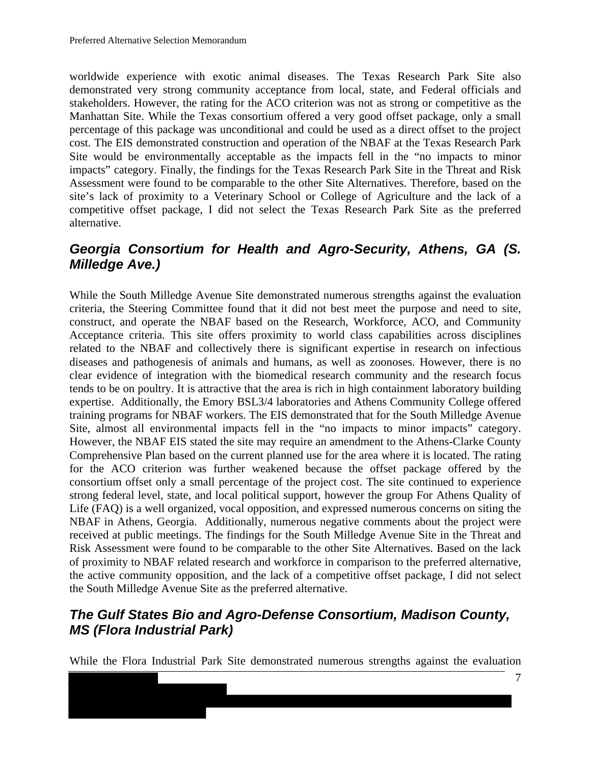worldwide experience with exotic animal diseases. The Texas Research Park Site also demonstrated very strong community acceptance from local, state, and Federal officials and stakeholders. However, the rating for the ACO criterion was not as strong or competitive as the Manhattan Site. While the Texas consortium offered a very good offset package, only a small percentage of this package was unconditional and could be used as a direct offset to the project cost. The EIS demonstrated construction and operation of the NBAF at the Texas Research Park Site would be environmentally acceptable as the impacts fell in the "no impacts to minor impacts" category. Finally, the findings for the Texas Research Park Site in the Threat and Risk Assessment were found to be comparable to the other Site Alternatives. Therefore, based on the site's lack of proximity to a Veterinary School or College of Agriculture and the lack of a competitive offset package, I did not select the Texas Research Park Site as the preferred alternative.

## *Georgia Consortium for Health and Agro-Security, Athens, GA (S. Milledge Ave.)*

While the South Milledge Avenue Site demonstrated numerous strengths against the evaluation criteria, the Steering Committee found that it did not best meet the purpose and need to site, construct, and operate the NBAF based on the Research, Workforce, ACO, and Community Acceptance criteria. This site offers proximity to world class capabilities across disciplines related to the NBAF and collectively there is significant expertise in research on infectious diseases and pathogenesis of animals and humans, as well as zoonoses. However, there is no clear evidence of integration with the biomedical research community and the research focus tends to be on poultry. It is attractive that the area is rich in high containment laboratory building expertise. Additionally, the Emory BSL3/4 laboratories and Athens Community College offered training programs for NBAF workers. The EIS demonstrated that for the South Milledge Avenue Site, almost all environmental impacts fell in the "no impacts to minor impacts" category. However, the NBAF EIS stated the site may require an amendment to the Athens-Clarke County Comprehensive Plan based on the current planned use for the area where it is located. The rating for the ACO criterion was further weakened because the offset package offered by the consortium offset only a small percentage of the project cost. The site continued to experience strong federal level, state, and local political support, however the group For Athens Quality of Life (FAQ) is a well organized, vocal opposition, and expressed numerous concerns on siting the NBAF in Athens, Georgia. Additionally, numerous negative comments about the project were received at public meetings. The findings for the South Milledge Avenue Site in the Threat and Risk Assessment were found to be comparable to the other Site Alternatives. Based on the lack of proximity to NBAF related research and workforce in comparison to the preferred alternative, the active community opposition, and the lack of a competitive offset package, I did not select the South Milledge Avenue Site as the preferred alternative.

## *The Gulf States Bio and Agro-Defense Consortium, Madison County, MS (Flora Industrial Park)*

While the Flora Industrial Park Site demonstrated numerous strengths against the evaluation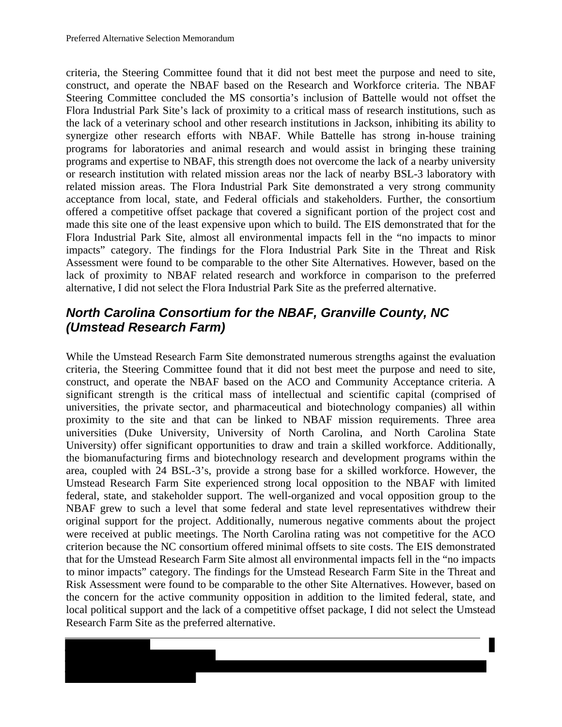criteria, the Steering Committee found that it did not best meet the purpose and need to site, construct, and operate the NBAF based on the Research and Workforce criteria. The NBAF Steering Committee concluded the MS consortia's inclusion of Battelle would not offset the Flora Industrial Park Site's lack of proximity to a critical mass of research institutions, such as the lack of a veterinary school and other research institutions in Jackson, inhibiting its ability to synergize other research efforts with NBAF. While Battelle has strong in-house training programs for laboratories and animal research and would assist in bringing these training programs and expertise to NBAF, this strength does not overcome the lack of a nearby university or research institution with related mission areas nor the lack of nearby BSL-3 laboratory with related mission areas. The Flora Industrial Park Site demonstrated a very strong community acceptance from local, state, and Federal officials and stakeholders. Further, the consortium offered a competitive offset package that covered a significant portion of the project cost and made this site one of the least expensive upon which to build. The EIS demonstrated that for the Flora Industrial Park Site, almost all environmental impacts fell in the "no impacts to minor impacts" category. The findings for the Flora Industrial Park Site in the Threat and Risk Assessment were found to be comparable to the other Site Alternatives. However, based on the lack of proximity to NBAF related research and workforce in comparison to the preferred alternative, I did not select the Flora Industrial Park Site as the preferred alternative.

## *North Carolina Consortium for the NBAF, Granville County, NC (Umstead Research Farm)*

While the Umstead Research Farm Site demonstrated numerous strengths against the evaluation criteria, the Steering Committee found that it did not best meet the purpose and need to site, construct, and operate the NBAF based on the ACO and Community Acceptance criteria. A significant strength is the critical mass of intellectual and scientific capital (comprised of universities, the private sector, and pharmaceutical and biotechnology companies) all within proximity to the site and that can be linked to NBAF mission requirements. Three area universities (Duke University, University of North Carolina, and North Carolina State University) offer significant opportunities to draw and train a skilled workforce. Additionally, the biomanufacturing firms and biotechnology research and development programs within the area, coupled with 24 BSL-3's, provide a strong base for a skilled workforce. However, the Umstead Research Farm Site experienced strong local opposition to the NBAF with limited federal, state, and stakeholder support. The well-organized and vocal opposition group to the NBAF grew to such a level that some federal and state level representatives withdrew their original support for the project. Additionally, numerous negative comments about the project were received at public meetings. The North Carolina rating was not competitive for the ACO criterion because the NC consortium offered minimal offsets to site costs. The EIS demonstrated that for the Umstead Research Farm Site almost all environmental impacts fell in the "no impacts to minor impacts" category. The findings for the Umstead Research Farm Site in the Threat and Risk Assessment were found to be comparable to the other Site Alternatives. However, based on the concern for the active community opposition in addition to the limited federal, state, and local political support and the lack of a competitive offset package, I did not select the Umstead Research Farm Site as the preferred alternative.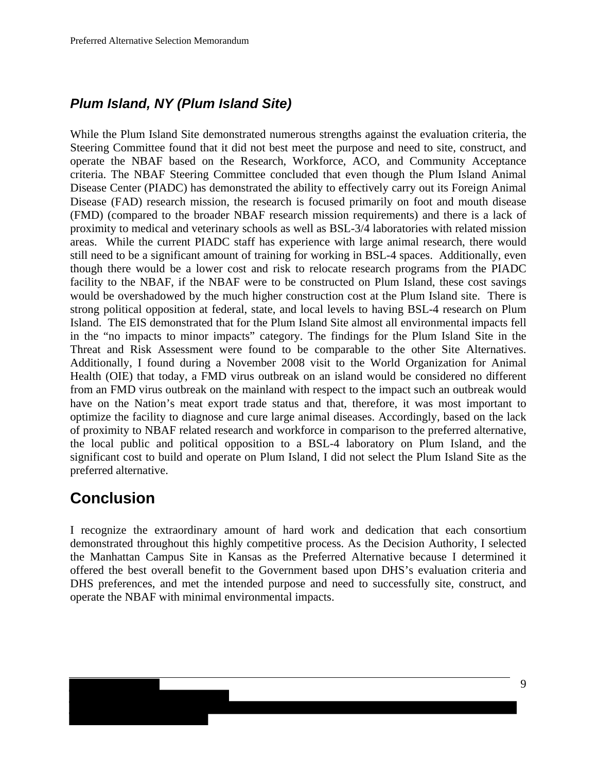### *Plum Island, NY (Plum Island Site)*

While the Plum Island Site demonstrated numerous strengths against the evaluation criteria, the Steering Committee found that it did not best meet the purpose and need to site, construct, and operate the NBAF based on the Research, Workforce, ACO, and Community Acceptance criteria. The NBAF Steering Committee concluded that even though the Plum Island Animal Disease Center (PIADC) has demonstrated the ability to effectively carry out its Foreign Animal Disease (FAD) research mission, the research is focused primarily on foot and mouth disease (FMD) (compared to the broader NBAF research mission requirements) and there is a lack of proximity to medical and veterinary schools as well as BSL-3/4 laboratories with related mission areas. While the current PIADC staff has experience with large animal research, there would still need to be a significant amount of training for working in BSL-4 spaces. Additionally, even though there would be a lower cost and risk to relocate research programs from the PIADC facility to the NBAF, if the NBAF were to be constructed on Plum Island, these cost savings would be overshadowed by the much higher construction cost at the Plum Island site. There is strong political opposition at federal, state, and local levels to having BSL-4 research on Plum Island. The EIS demonstrated that for the Plum Island Site almost all environmental impacts fell in the "no impacts to minor impacts" category. The findings for the Plum Island Site in the Threat and Risk Assessment were found to be comparable to the other Site Alternatives. Additionally, I found during a November 2008 visit to the World Organization for Animal Health (OIE) that today, a FMD virus outbreak on an island would be considered no different from an FMD virus outbreak on the mainland with respect to the impact such an outbreak would have on the Nation's meat export trade status and that, therefore, it was most important to optimize the facility to diagnose and cure large animal diseases. Accordingly, based on the lack of proximity to NBAF related research and workforce in comparison to the preferred alternative, the local public and political opposition to a BSL-4 laboratory on Plum Island, and the significant cost to build and operate on Plum Island, I did not select the Plum Island Site as the preferred alternative.

## Conclusion

I recognize the extraordinary amount of hard work and dedication that each consortium demonstrated throughout this highly competitive process. As the Decision Authority, I selected the Manhattan Campus Site in Kansas as the Preferred Alternative because I determined it offered the best overall benefit to the Government based upon DHS's evaluation criteria and DHS preferences, and met the intended purpose and need to successfully site, construct, and operate the NBAF with minimal environmental impacts.